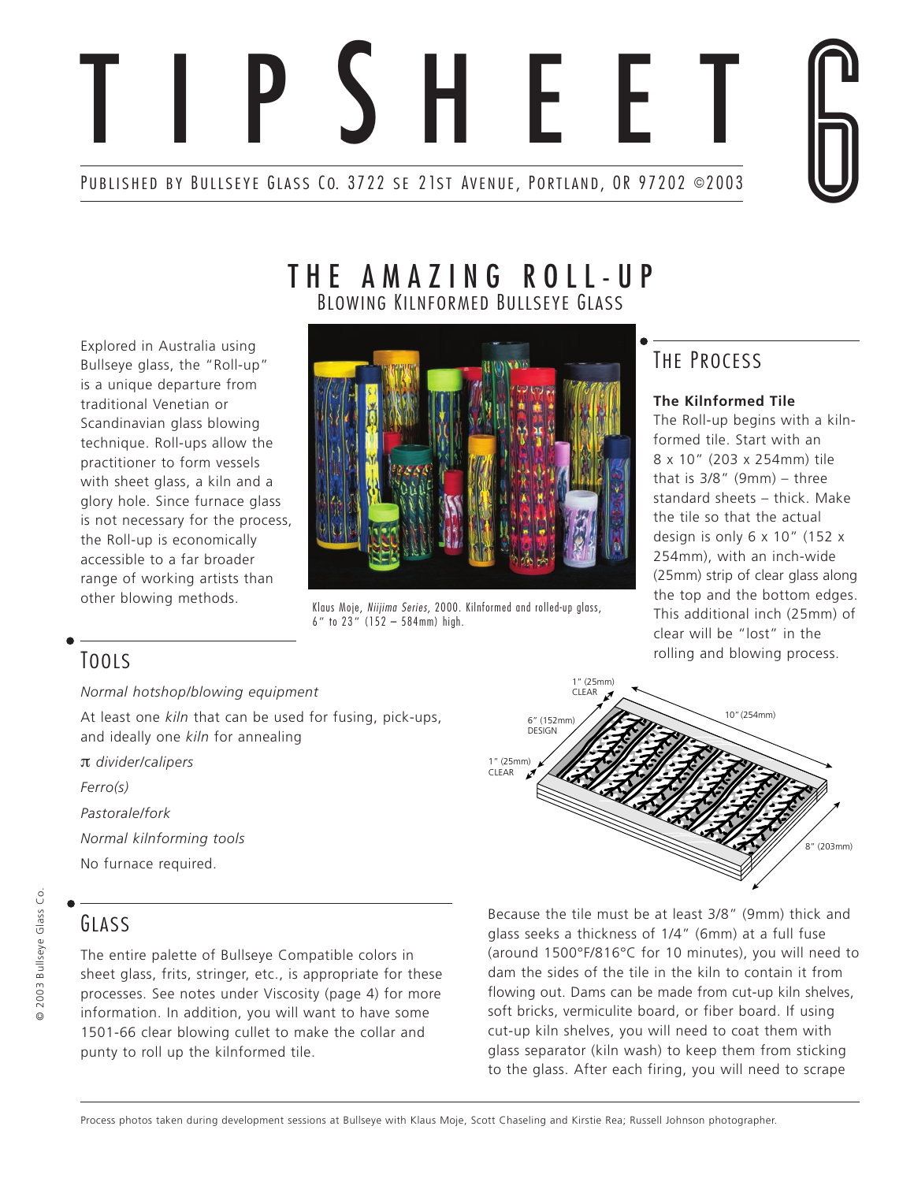# TIPSHEET 6

PUBLISHED BY BULLSEYE GLASS CO. 3722 SE 21ST AVENUE, PORTLAND, OR 97202 ©2003

## THE AMAZING ROLL-UP

### Blowing Kilnformed Bullseye Glass

Explored in Australia using Bullseye glass, the "Roll-up" is a unique departure from traditional Venetian or Scandinavian glass blowing technique. Roll-ups allow the practitioner to form vessels with sheet glass, a kiln and a glory hole. Since furnace glass is not necessary for the process, the Roll-up is economically accessible to a far broader range of working artists than other blowing methods.

Klaus Moje, *Niijima Series,* 2000. Kilnformed and rolled-up glass, 6" to 23" (152 – 584mm) high.

## Tools

*Normal hotshop/blowing equipment*

At least one *kiln* that can be used for fusing, pick-ups, and ideally one *kiln* for annealing

π *divider/calipers*

*Ferro(s)*

*Pastorale/fork*

*Normal kilnforming tools*

No furnace required.

## Glass

The entire palette of Bullseye Compatible colors in sheet glass, frits, stringer, etc., is appropriate for these processes. See notes under Viscosity (page 4) for more information. In addition, you will want to have some 1501-66 clear blowing cullet to make the collar and punty to roll up the kilnformed tile.

## The Process

**The Kilnformed Tile**

The Roll-up begins with a kilnformed tile. Start with an 8 x 10" (203 x 254mm) tile that is 3/8" (9mm) – three standard sheets – thick. Make the tile so that the actual design is only 6 x 10" (152 x 254mm), with an inch-wide (25mm) strip of clear glass along the top and the bottom edges. This additional inch (25mm) of clear will be "lost" in the rolling and blowing process.

1" (25mm) CLEAR
6" (152mm) DESIGN
1" (25mm) CLEAR
10" (254mm)
8" (203mm)

Because the tile must be at least 3/8" (9mm) thick and glass seeks a thickness of 1/4" (6mm) at a full fuse (around 1500°F/816°C for 10 minutes), you will need to dam the sides of the tile in the kiln to contain it from flowing out. Dams can be made from cut-up kiln shelves, soft bricks, vermiculite board, or fiber board. If using cut-up kiln shelves, you will need to coat them with glass separator (kiln wash) to keep them from sticking to the glass. After each firing, you will need to scrape

Process photos taken during development sessions at Bullseye with Klaus Moje, Scott Chaseling and Kirstie Rea; Russell Johnson photographer.

© 2003 Bullseye Glass Co.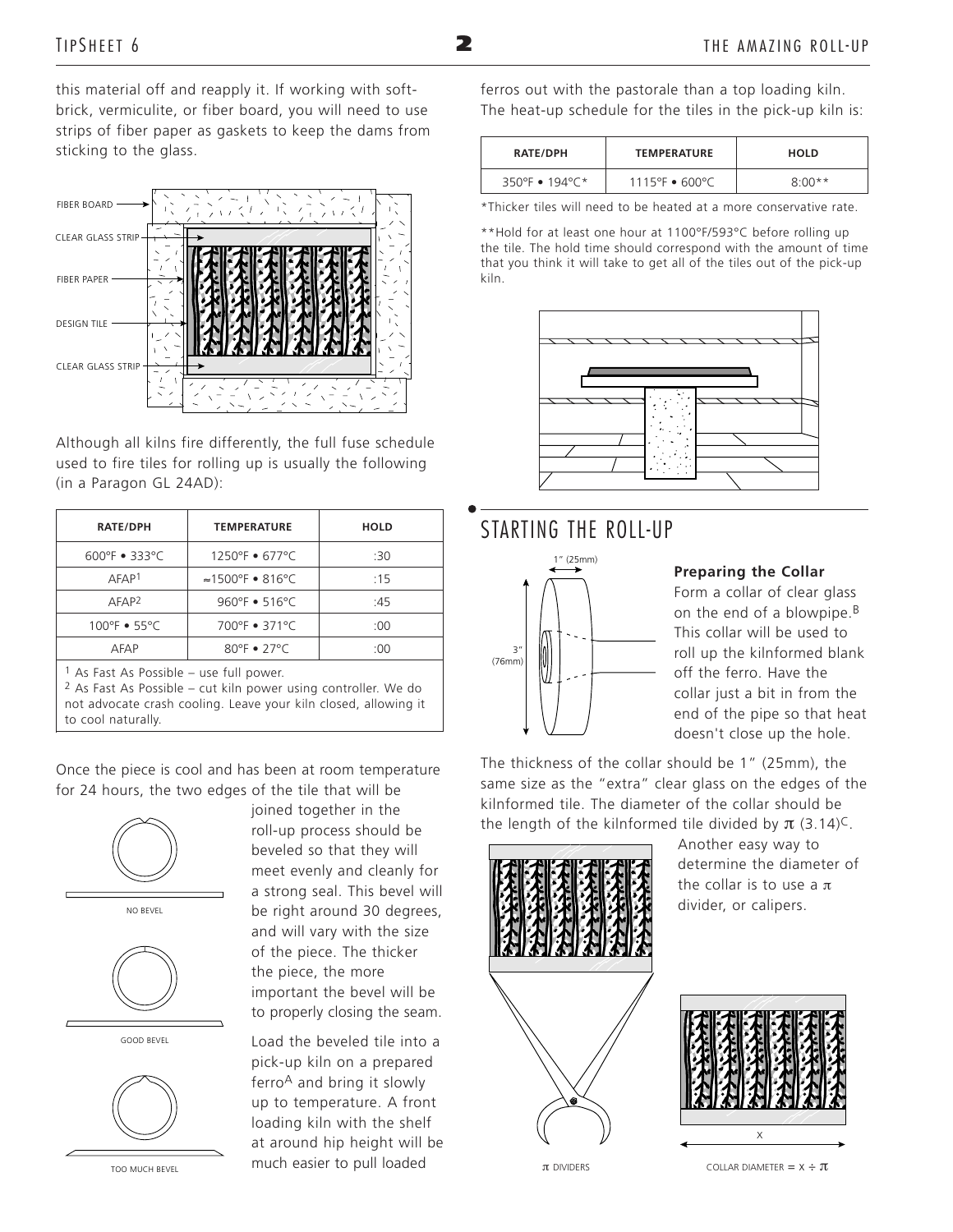this material off and reapply it. If working with soft-brick, vermiculite, or fiber board, you will need to use strips of fiber paper as gaskets to keep the dams from sticking to the glass.

FIBER BOARD

CLEAR GLASS STRIP

FIBER PAPER

DESIGN TILE

CLEAR GLASS STRIP

Although all kilns fire differently, the full fuse schedule used to fire tiles for rolling up is usually the following (in a Paragon GL 24AD):

| RATE/DPH | TEMPERATURE | HOLD |
|---|---|---|
| 600°F • 333°C | 1250°F • 677°C | :30 |
| AFAP[1] | ≈1500°F • 816°C | :15 |
| AFAP[2] | 960°F • 516°C | :45 |
| 100°F • 55°C | 700°F • 371°C | :00 |
| AFAP | 80°F • 27°C | :00 |

[1] As Fast As Possible – use full power.
[2] As Fast As Possible – cut kiln power using controller. We do not advocate crash cooling. Leave your kiln closed, allowing it to cool naturally.

Once the piece is cool and has been at room temperature for 24 hours, the two edges of the tile that will be joined together in the roll-up process should be beveled so that they will meet evenly and cleanly for a strong seal. This bevel will be right around 30 degrees, and will vary with the size of the piece. The thicker the piece, the more important the bevel will be to properly closing the seam.

NO BEVEL

GOOD BEVEL

TOO MUCH BEVEL

Load the beveled tile into a pick-up kiln on a prepared ferro[A] and bring it slowly up to temperature. A front loading kiln with the shelf at around hip height will be much easier to pull loaded ferros out with the pastorale than a top loading kiln. The heat-up schedule for the tiles in the pick-up kiln is:

| RATE/DPH | TEMPERATURE | HOLD |
|---|---|---|
| 350°F • 194°C* | 1115°F • 600°C | 8:00** |

*Thicker tiles will need to be heated at a more conservative rate.

**Hold for at least one hour at 1100°F/593°C before rolling up the tile. The hold time should correspond with the amount of time that you think it will take to get all of the tiles out of the pick-up kiln.

## STARTING THE ROLL-UP

1" (25mm)

3" (76mm)

**Preparing the Collar**

Form a collar of clear glass on the end of a blowpipe.[B] This collar will be used to roll up the kilnformed blank off the ferro. Have the collar just a bit in from the end of the pipe so that heat doesn't close up the hole.

The thickness of the collar should be 1" (25mm), the same size as the "extra" clear glass on the edges of the kilnformed tile. The diameter of the collar should be the length of the kilnformed tile divided by $\pi$ (3.14)[C].

Another easy way to determine the diameter of the collar is to use a $\pi$ divider, or calipers.

$\pi$ DIVIDERS

X

COLLAR DIAMETER = $X \div \pi$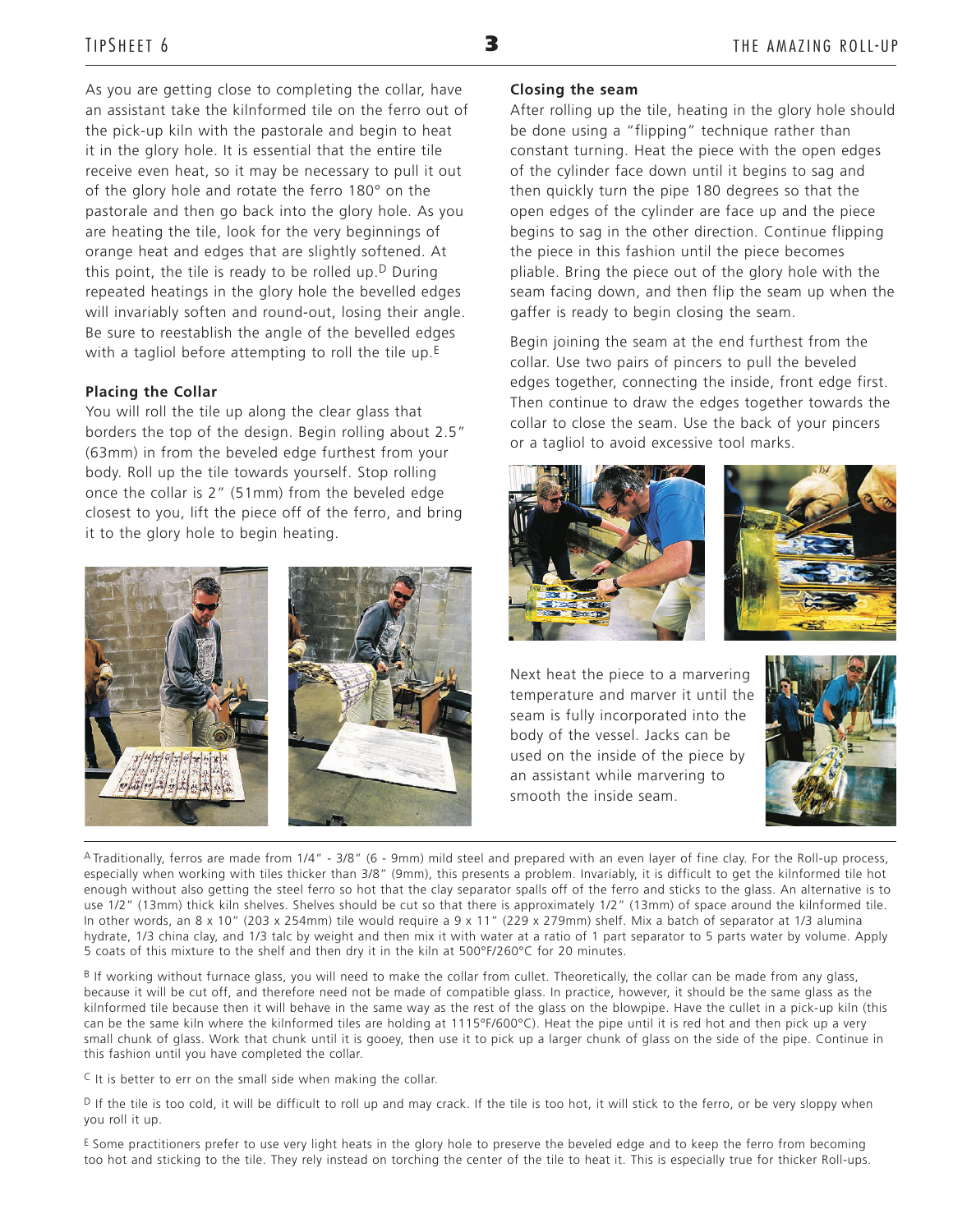As you are getting close to completing the collar, have an assistant take the kilnformed tile on the ferro out of the pick-up kiln with the pastorale and begin to heat it in the glory hole. It is essential that the entire tile receive even heat, so it may be necessary to pull it out of the glory hole and rotate the ferro 180° on the pastorale and then go back into the glory hole. As you are heating the tile, look for the very beginnings of orange heat and edges that are slightly softened. At this point, the tile is ready to be rolled up.[D] During repeated heatings in the glory hole the bevelled edges will invariably soften and round-out, losing their angle. Be sure to reestablish the angle of the bevelled edges with a tagliol before attempting to roll the tile up.[E]

**Placing the Collar**

You will roll the tile up along the clear glass that borders the top of the design. Begin rolling about 2.5" (63mm) in from the beveled edge furthest from your body. Roll up the tile towards yourself. Stop rolling once the collar is 2" (51mm) from the beveled edge closest to you, lift the piece off of the ferro, and bring it to the glory hole to begin heating.

**Closing the seam**

After rolling up the tile, heating in the glory hole should be done using a "flipping" technique rather than constant turning. Heat the piece with the open edges of the cylinder face down until it begins to sag and then quickly turn the pipe 180 degrees so that the open edges of the cylinder are face up and the piece begins to sag in the other direction. Continue flipping the piece in this fashion until the piece becomes pliable. Bring the piece out of the glory hole with the seam facing down, and then flip the seam up when the gaffer is ready to begin closing the seam.

Begin joining the seam at the end furthest from the collar. Use two pairs of pincers to pull the beveled edges together, connecting the inside, front edge first. Then continue to draw the edges together towards the collar to close the seam. Use the back of your pincers or a tagliol to avoid excessive tool marks.

Next heat the piece to a marvering temperature and marver it until the seam is fully incorporated into the body of the vessel. Jacks can be used on the inside of the piece by an assistant while marvering to smooth the inside seam.

---

[A] Traditionally, ferros are made from 1/4" - 3/8" (6 - 9mm) mild steel and prepared with an even layer of fine clay. For the Roll-up process, especially when working with tiles thicker than 3/8" (9mm), this presents a problem. Invariably, it is difficult to get the kilnformed tile hot enough without also getting the steel ferro so hot that the clay separator spalls off of the ferro and sticks to the glass. An alternative is to use 1/2" (13mm) thick kiln shelves. Shelves should be cut so that there is approximately 1/2" (13mm) of space around the kilnformed tile. In other words, an 8 x 10" (203 x 254mm) tile would require a 9 x 11" (229 x 279mm) shelf. Mix a batch of separator at 1/3 alumina hydrate, 1/3 china clay, and 1/3 talc by weight and then mix it with water at a ratio of 1 part separator to 5 parts water by volume. Apply 5 coats of this mixture to the shelf and then dry it in the kiln at 500°F/260°C for 20 minutes.

[B] If working without furnace glass, you will need to make the collar from cullet. Theoretically, the collar can be made from any glass, because it will be cut off, and therefore need not be made of compatible glass. In practice, however, it should be the same glass as the kilnformed tile because then it will behave in the same way as the rest of the glass on the blowpipe. Have the cullet in a pick-up kiln (this can be the same kiln where the kilnformed tiles are holding at 1115°F/600°C). Heat the pipe until it is red hot and then pick up a very small chunk of glass. Work that chunk until it is gooey, then use it to pick up a larger chunk of glass on the side of the pipe. Continue in this fashion until you have completed the collar.

[C] It is better to err on the small side when making the collar.

[D] If the tile is too cold, it will be difficult to roll up and may crack. If the tile is too hot, it will stick to the ferro, or be very sloppy when you roll it up.

[E] Some practitioners prefer to use very light heats in the glory hole to preserve the beveled edge and to keep the ferro from becoming too hot and sticking to the tile. They rely instead on torching the center of the tile to heat it. This is especially true for thicker Roll-ups.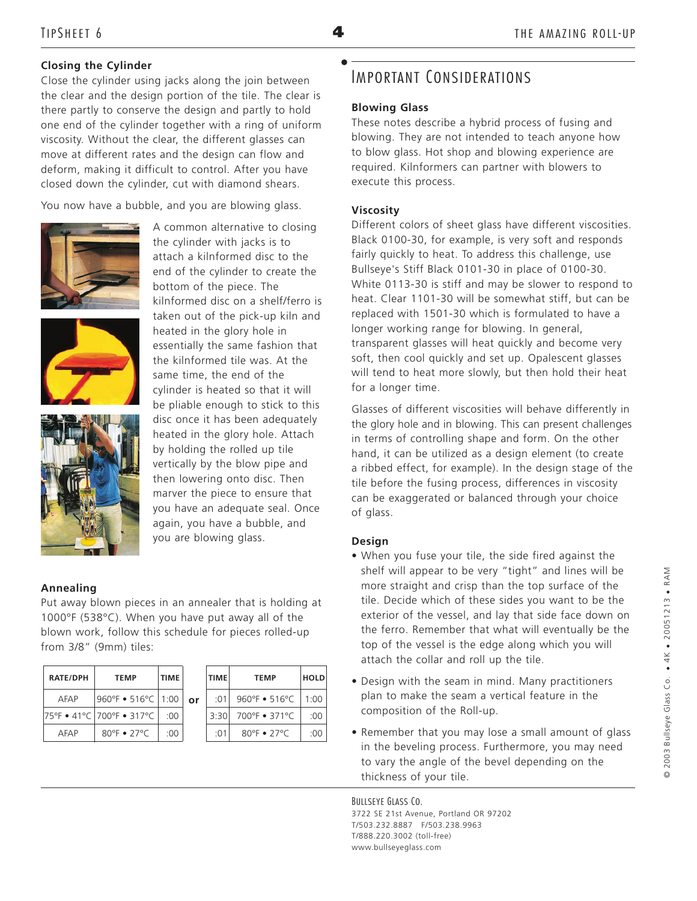### Closing the Cylinder

Close the cylinder using jacks along the join between the clear and the design portion of the tile. The clear is there partly to conserve the design and partly to hold one end of the cylinder together with a ring of uniform viscosity. Without the clear, the different glasses can move at different rates and the design can flow and deform, making it difficult to control. After you have closed down the cylinder, cut with diamond shears.

You now have a bubble, and you are blowing glass.

A common alternative to closing the cylinder with jacks is to attach a kilnformed disc to the end of the cylinder to create the bottom of the piece. The kilnformed disc on a shelf/ferro is taken out of the pick-up kiln and heated in the glory hole in essentially the same fashion that the kilnformed tile was. At the same time, the end of the cylinder is heated so that it will be pliable enough to stick to this disc once it has been adequately heated in the glory hole. Attach by holding the rolled up tile vertically by the blow pipe and then lowering onto disc. Then marver the piece to ensure that you have an adequate seal. Once again, you have a bubble, and you are blowing glass.

### Annealing

Put away blown pieces in an annealer that is holding at 1000°F (538°C). When you have put away all of the blown work, follow this schedule for pieces rolled-up from 3/8" (9mm) tiles:

| RATE/DPH | TEMP | TIME |
|---|---|---|
| AFAP | 960°F • 516°C | 1:00 |
| 75°F • 41°C | 700°F • 317°C | :00 |
| AFAP | 80°F • 27°C | :00 |

**or**

| TIME | TEMP | HOLD |
|---|---|---|
| :01 | 960°F • 516°C | 1:00 |
| 3:30 | 700°F • 371°C | :00 |
| :01 | 80°F • 27°C | :00 |

## Important Considerations

### Blowing Glass

These notes describe a hybrid process of fusing and blowing. They are not intended to teach anyone how to blow glass. Hot shop and blowing experience are required. Kilnformers can partner with blowers to execute this process.

### Viscosity

Different colors of sheet glass have different viscosities. Black 0100-30, for example, is very soft and responds fairly quickly to heat. To address this challenge, use Bullseye's Stiff Black 0101-30 in place of 0100-30. White 0113-30 is stiff and may be slower to respond to heat. Clear 1101-30 will be somewhat stiff, but can be replaced with 1501-30 which is formulated to have a longer working range for blowing. In general, transparent glasses will heat quickly and become very soft, then cool quickly and set up. Opalescent glasses will tend to heat more slowly, but then hold their heat for a longer time.

Glasses of different viscosities will behave differently in the glory hole and in blowing. This can present challenges in terms of controlling shape and form. On the other hand, it can be utilized as a design element (to create a ribbed effect, for example). In the design stage of the tile before the fusing process, differences in viscosity can be exaggerated or balanced through your choice of glass.

### Design

- When you fuse your tile, the side fired against the shelf will appear to be very "tight" and lines will be more straight and crisp than the top surface of the tile. Decide which of these sides you want to be the exterior of the vessel, and lay that side face down on the ferro. Remember that what will eventually be the top of the vessel is the edge along which you will attach the collar and roll up the tile.
- Design with the seam in mind. Many practitioners plan to make the seam a vertical feature in the composition of the Roll-up.
- Remember that you may lose a small amount of glass in the beveling process. Furthermore, you may need to vary the angle of the bevel depending on the thickness of your tile.

Bullseye Glass Co.
3722 SE 21st Avenue, Portland OR 97202
T/503.232.8887 F/503.238.9963
T/888.220.3002 (toll-free)
www.bullseyeglass.com

© 2003 Bullseye Glass Co. • 4K • 20051213 • RAM